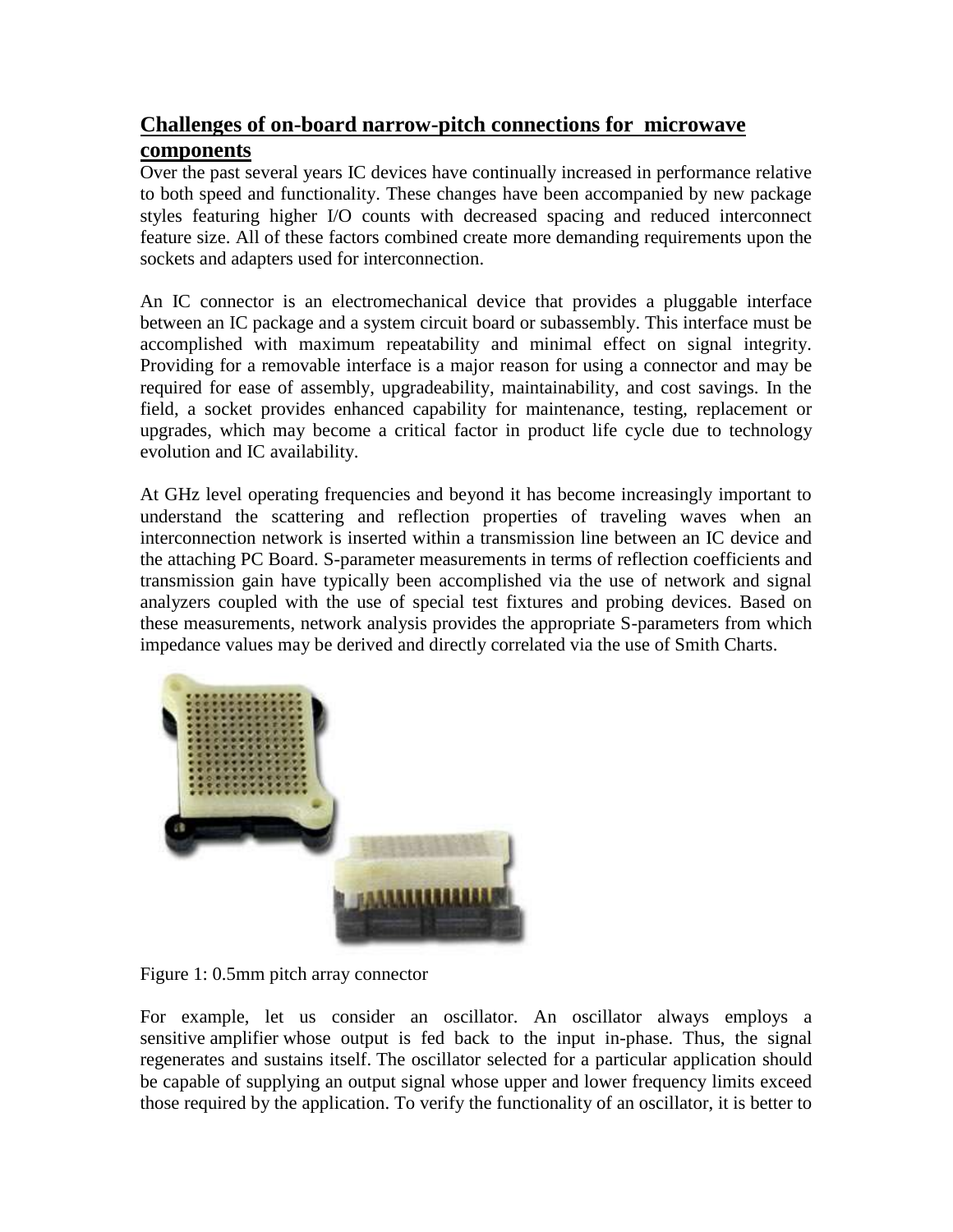## Challenges of on-board narrow-pitch connections for microwave components

Over the past several years IC devices have continually increased in performance relative to both speed and functionality. These changes have been accompanied by new package styles featuring higher I/O counts with decreased spacing and reduced interconnect feature size. All of these factors combined create more demanding requirements upon the sockets and adapters used for interconnection.

An IC connector is an electromechanical device that provides a pluggable interface between an IC package and a system circuit board or subassembly. This interface must be accomplished with maximum repeatability and minimal effect on signal integrity. Providing for a removable interface is a major reason for using a connector and may be required for ease of assembly, upgradeability, maintainability, and cost savings. In the field, a socket provides enhanced capability for maintenance, testing, replacement or upgrades, which may become a critical factor in product life cycle due to technology evolution and IC availability.

At GHz level operating frequencies and beyond it has become increasingly important to understand the scattering and reflection properties of traveling waves when an interconnection network is inserted within a transmission line between an IC device and the attaching PC Board. S-parameter measurements in terms of reflection coefficients and transmission gain have typically been accomplished via the use of network and signal analyzers coupled with the use of special test fixtures and probing devices. Based on these measurements, network analysis provides the appropriate S-parameters from which impedance values may be derived and directly correlated via the use of Smith Charts.

Figure 1: 0.5mm pitch array connector

For example, let us consider an oscillator. An oscillator always employs a sensitive amplifier whose output is fed back to the input in-phase. Thus, the signal regenerates and sustains itself. The oscillator selected for a particular application should be capable of supplying an output signal whose upper and lower frequency limits exceed those required by the application. To verify the functionality of an oscillator, it is better to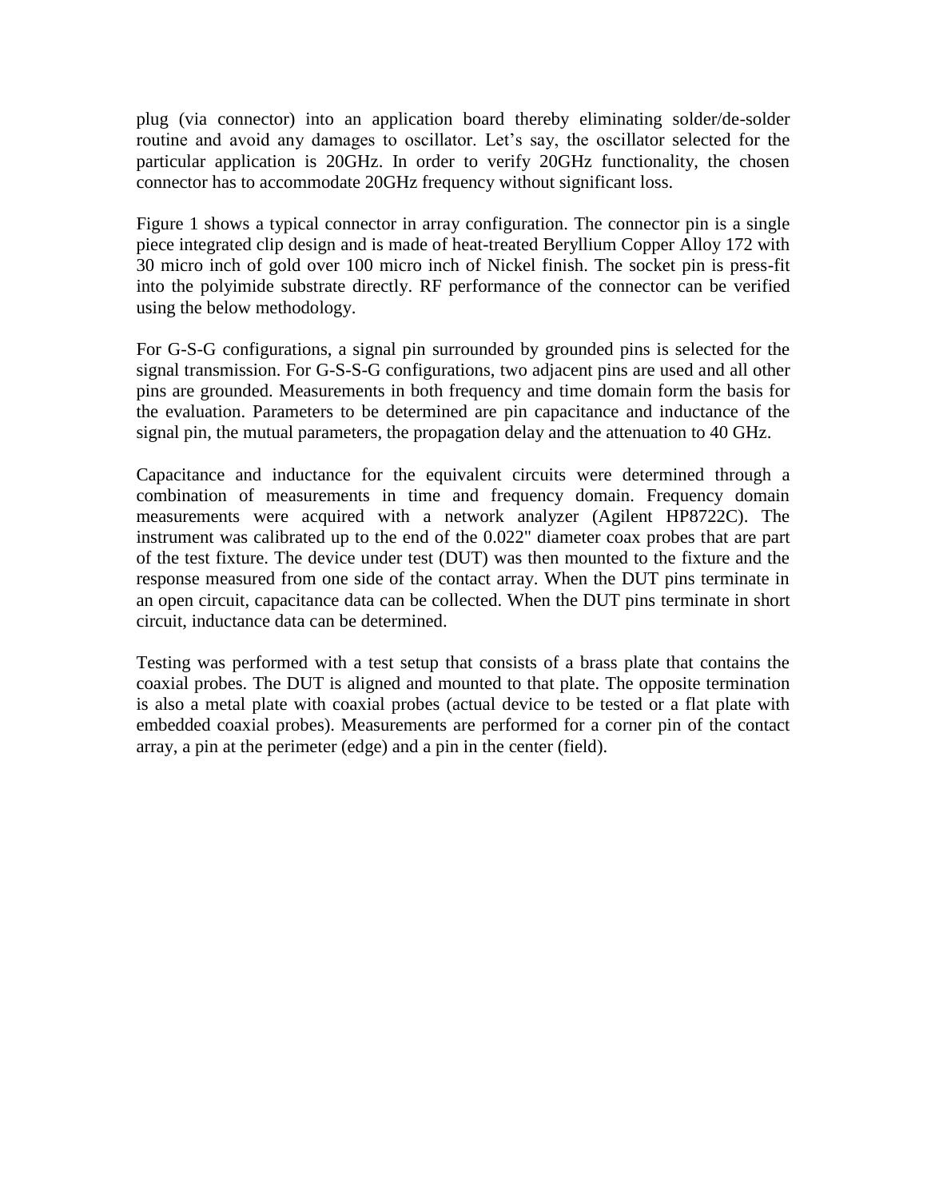plug (via connector) into an application board thereby eliminating solder/de-solder routine and avoid any damages to oscillator. Let's say, the oscillator selected for the particular application is 20GHz. In order to verify 20GHz functionality, the chosen connector has to accommodate 20GHz frequency without significant loss.

Figure 1 shows a typical connector in array configuration. The connector pin is a single piece integrated clip design and is made of heat-treated Beryllium Copper Alloy 172 with 30 micro inch of gold over 100 micro inch of Nickel finish. The socket pin is press-fit into the polyimide substrate directly. RF performance of the connector can be verified using the below methodology.

For G-S-G configurations, a signal pin surrounded by grounded pins is selected for the signal transmission. For G-S-S-G configurations, two adjacent pins are used and all other pins are grounded. Measurements in both frequency and time domain form the basis for the evaluation. Parameters to be determined are pin capacitance and inductance of the signal pin, the mutual parameters, the propagation delay and the attenuation to 40 GHz.

Capacitance and inductance for the equivalent circuits were determined through a combination of measurements in time and frequency domain. Frequency domain measurements were acquired with a network analyzer (Agilent HP8722C). The instrument was calibrated up to the end of the 0.022" diameter coax probes that are part of the test fixture. The device under test (DUT) was then mounted to the fixture and the response measured from one side of the contact array. When the DUT pins terminate in an open circuit, capacitance data can be collected. When the DUT pins terminate in short circuit, inductance data can be determined.

Testing was performed with a test setup that consists of a brass plate that contains the coaxial probes. The DUT is aligned and mounted to that plate. The opposite termination is also a metal plate with coaxial probes (actual device to be tested or a flat plate with embedded coaxial probes). Measurements are performed for a corner pin of the contact array, a pin at the perimeter (edge) and a pin in the center (field).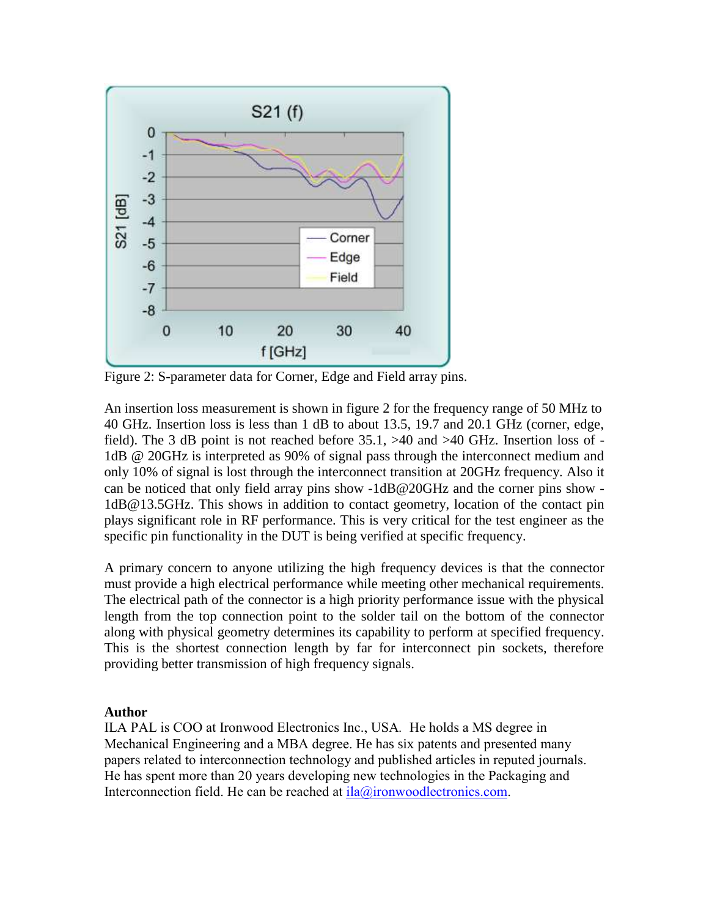S21 (f)

0
-1
-2
-3
-4
-5
-6
-7
-8

S21 [dB]

0 10 20 30 40

f [GHz]

Corner
Edge
Field

Figure 2: S-parameter data for Corner, Edge and Field array pins.

An insertion loss measurement is shown in figure 2 for the frequency range of 50 MHz to 40 GHz. Insertion loss is less than 1 dB to about 13.5, 19.7 and 20.1 GHz (corner, edge, field). The 3 dB point is not reached before 35.1, >40 and >40 GHz. Insertion loss of -1dB @ 20GHz is interpreted as 90% of signal pass through the interconnect medium and only 10% of signal is lost through the interconnect transition at 20GHz frequency. Also it can be noticed that only field array pins show -1dB@20GHz and the corner pins show -1dB@13.5GHz. This shows in addition to contact geometry, location of the contact pin plays significant role in RF performance. This is very critical for the test engineer as the specific pin functionality in the DUT is being verified at specific frequency.

A primary concern to anyone utilizing the high frequency devices is that the connector must provide a high electrical performance while meeting other mechanical requirements. The electrical path of the connector is a high priority performance issue with the physical length from the top connection point to the solder tail on the bottom of the connector along with physical geometry determines its capability to perform at specified frequency. This is the shortest connection length by far for interconnect pin sockets, therefore providing better transmission of high frequency signals.

**Author**

ILA PAL is COO at Ironwood Electronics Inc., USA. He holds a MS degree in Mechanical Engineering and a MBA degree. He has six patents and presented many papers related to interconnection technology and published articles in reputed journals. He has spent more than 20 years developing new technologies in the Packaging and Interconnection field. He can be reached at ila@ironwoodlectronics.com.